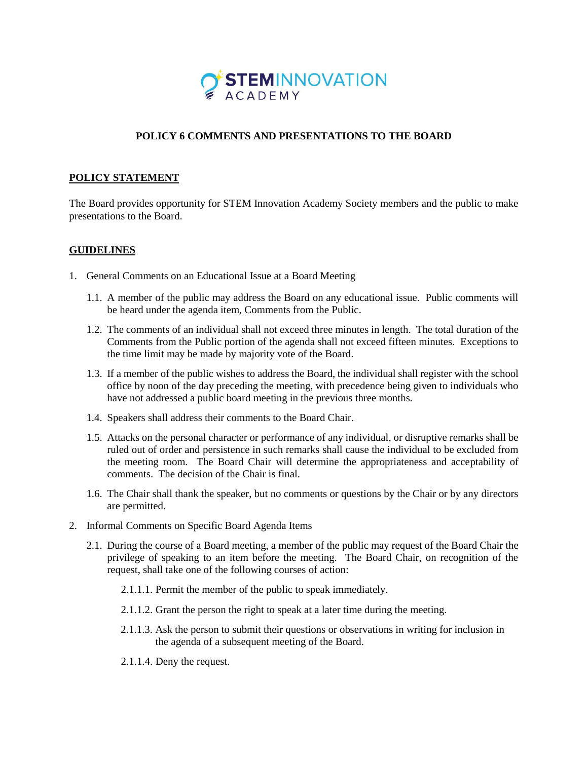STEMINNOVATION ACADEMY

# POLICY 6 COMMENTS AND PRESENTATIONS TO THE BOARD

## POLICY STATEMENT

The Board provides opportunity for STEM Innovation Academy Society members and the public to make presentations to the Board.

## GUIDELINES

1. General Comments on an Educational Issue at a Board Meeting

   1.1. A member of the public may address the Board on any educational issue. Public comments will be heard under the agenda item, Comments from the Public.

   1.2. The comments of an individual shall not exceed three minutes in length. The total duration of the Comments from the Public portion of the agenda shall not exceed fifteen minutes. Exceptions to the time limit may be made by majority vote of the Board.

   1.3. If a member of the public wishes to address the Board, the individual shall register with the school office by noon of the day preceding the meeting, with precedence being given to individuals who have not addressed a public board meeting in the previous three months.

   1.4. Speakers shall address their comments to the Board Chair.

   1.5. Attacks on the personal character or performance of any individual, or disruptive remarks shall be ruled out of order and persistence in such remarks shall cause the individual to be excluded from the meeting room. The Board Chair will determine the appropriateness and acceptability of comments. The decision of the Chair is final.

   1.6. The Chair shall thank the speaker, but no comments or questions by the Chair or by any directors are permitted.

2. Informal Comments on Specific Board Agenda Items

   2.1. During the course of a Board meeting, a member of the public may request of the Board Chair the privilege of speaking to an item before the meeting. The Board Chair, on recognition of the request, shall take one of the following courses of action:

      2.1.1.1. Permit the member of the public to speak immediately.

      2.1.1.2. Grant the person the right to speak at a later time during the meeting.

      2.1.1.3. Ask the person to submit their questions or observations in writing for inclusion in the agenda of a subsequent meeting of the Board.

      2.1.1.4. Deny the request.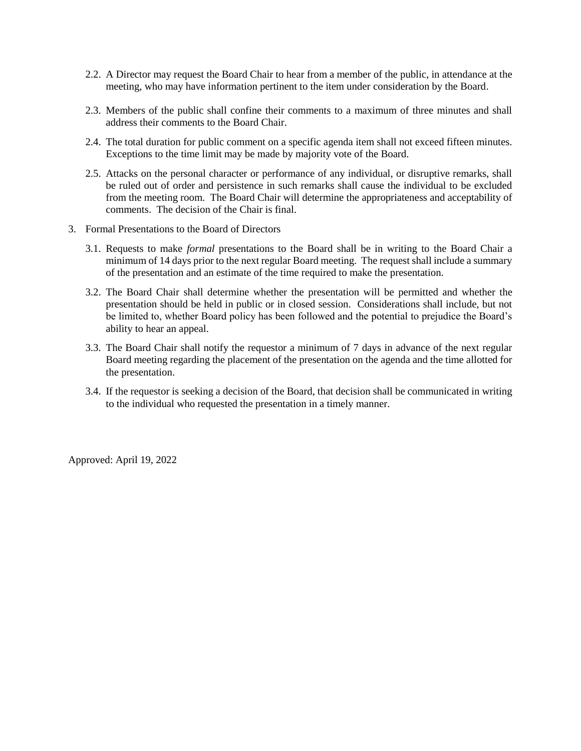2.2. A Director may request the Board Chair to hear from a member of the public, in attendance at the meeting, who may have information pertinent to the item under consideration by the Board.

2.3. Members of the public shall confine their comments to a maximum of three minutes and shall address their comments to the Board Chair.

2.4. The total duration for public comment on a specific agenda item shall not exceed fifteen minutes. Exceptions to the time limit may be made by majority vote of the Board.

2.5. Attacks on the personal character or performance of any individual, or disruptive remarks, shall be ruled out of order and persistence in such remarks shall cause the individual to be excluded from the meeting room. The Board Chair will determine the appropriateness and acceptability of comments. The decision of the Chair is final.

3. Formal Presentations to the Board of Directors

3.1. Requests to make *formal* presentations to the Board shall be in writing to the Board Chair a minimum of 14 days prior to the next regular Board meeting. The request shall include a summary of the presentation and an estimate of the time required to make the presentation.

3.2. The Board Chair shall determine whether the presentation will be permitted and whether the presentation should be held in public or in closed session. Considerations shall include, but not be limited to, whether Board policy has been followed and the potential to prejudice the Board's ability to hear an appeal.

3.3. The Board Chair shall notify the requestor a minimum of 7 days in advance of the next regular Board meeting regarding the placement of the presentation on the agenda and the time allotted for the presentation.

3.4. If the requestor is seeking a decision of the Board, that decision shall be communicated in writing to the individual who requested the presentation in a timely manner.

Approved: April 19, 2022